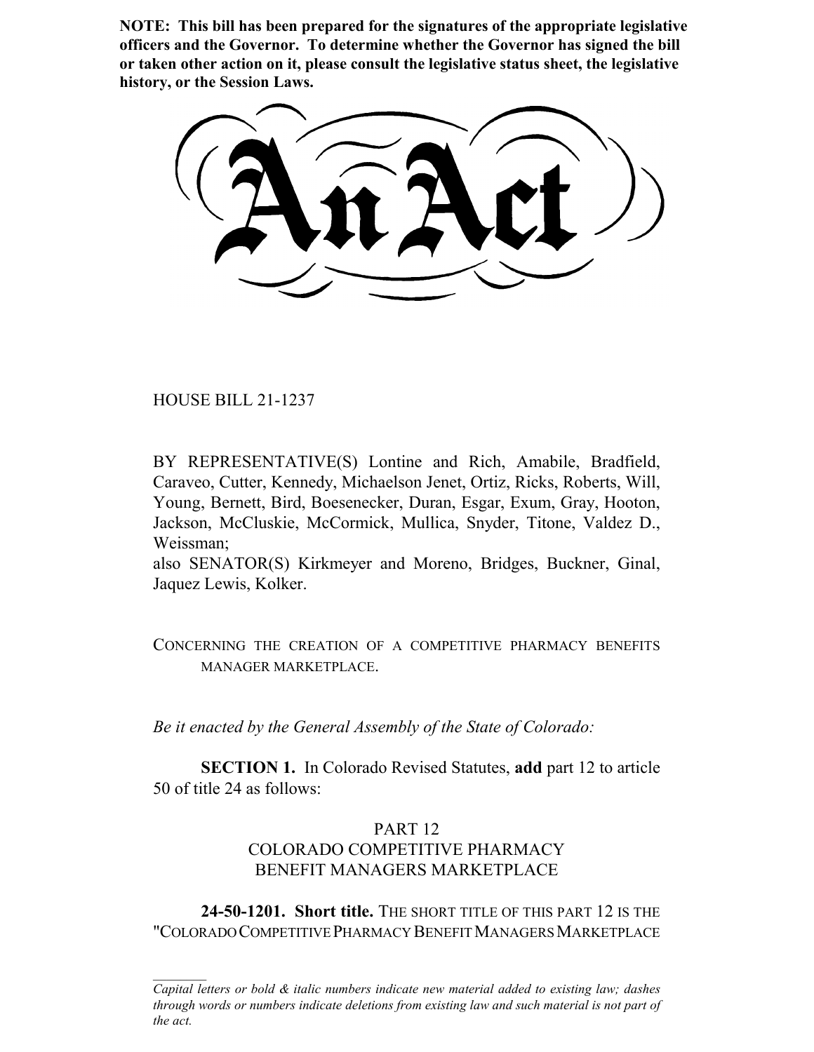**NOTE: This bill has been prepared for the signatures of the appropriate legislative officers and the Governor. To determine whether the Governor has signed the bill or taken other action on it, please consult the legislative status sheet, the legislative history, or the Session Laws.**

# An Act

HOUSE BILL 21-1237

BY REPRESENTATIVE(S) Lontine and Rich, Amabile, Bradfield, Caraveo, Cutter, Kennedy, Michaelson Jenet, Ortiz, Ricks, Roberts, Will, Young, Bernett, Bird, Boesenecker, Duran, Esgar, Exum, Gray, Hooton, Jackson, McCluskie, McCormick, Mullica, Snyder, Titone, Valdez D., Weissman;
also SENATOR(S) Kirkmeyer and Moreno, Bridges, Buckner, Ginal, Jaquez Lewis, Kolker.

CONCERNING THE CREATION OF A COMPETITIVE PHARMACY BENEFITS MANAGER MARKETPLACE.

*Be it enacted by the General Assembly of the State of Colorado:*

**SECTION 1.** In Colorado Revised Statutes, **add** part 12 to article 50 of title 24 as follows:

PART 12
COLORADO COMPETITIVE PHARMACY
BENEFIT MANAGERS MARKETPLACE

**24-50-1201. Short title.** THE SHORT TITLE OF THIS PART 12 IS THE "COLORADO COMPETITIVE PHARMACY BENEFIT MANAGERS MARKETPLACE

*Capital letters or bold & italic numbers indicate new material added to existing law; dashes through words or numbers indicate deletions from existing law and such material is not part of the act.*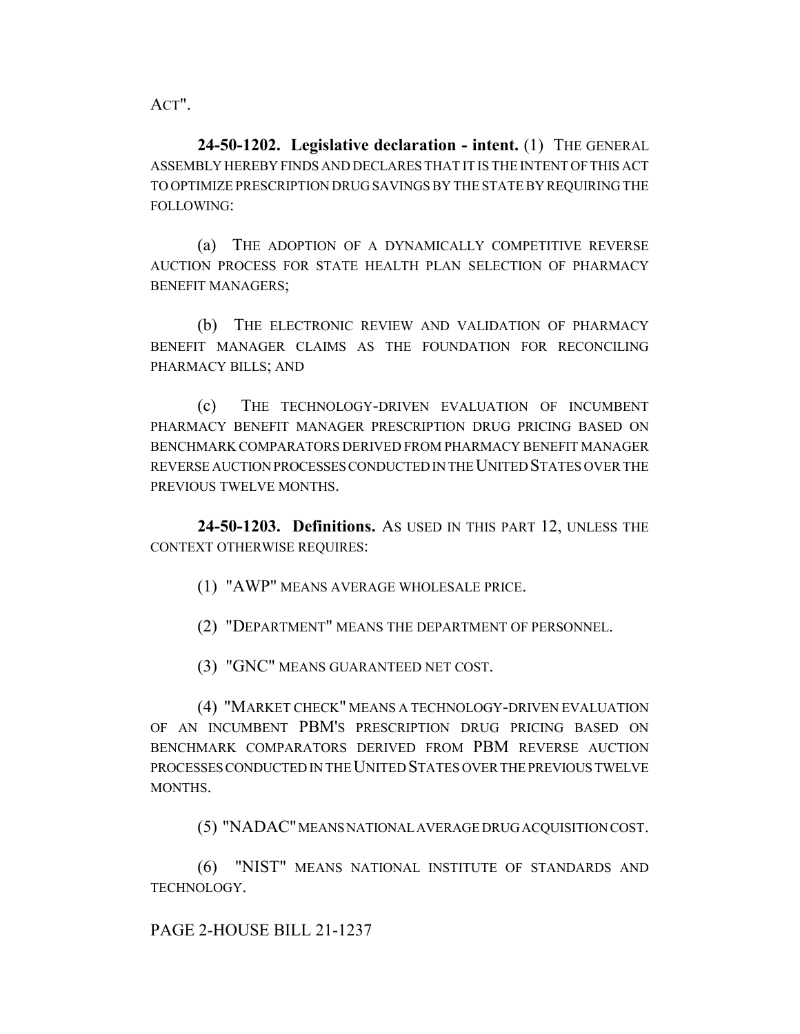ACT".

**24-50-1202. Legislative declaration - intent.** (1) THE GENERAL ASSEMBLY HEREBY FINDS AND DECLARES THAT IT IS THE INTENT OF THIS ACT TO OPTIMIZE PRESCRIPTION DRUG SAVINGS BY THE STATE BY REQUIRING THE FOLLOWING:

(a) THE ADOPTION OF A DYNAMICALLY COMPETITIVE REVERSE AUCTION PROCESS FOR STATE HEALTH PLAN SELECTION OF PHARMACY BENEFIT MANAGERS;

(b) THE ELECTRONIC REVIEW AND VALIDATION OF PHARMACY BENEFIT MANAGER CLAIMS AS THE FOUNDATION FOR RECONCILING PHARMACY BILLS; AND

(c) THE TECHNOLOGY-DRIVEN EVALUATION OF INCUMBENT PHARMACY BENEFIT MANAGER PRESCRIPTION DRUG PRICING BASED ON BENCHMARK COMPARATORS DERIVED FROM PHARMACY BENEFIT MANAGER REVERSE AUCTION PROCESSES CONDUCTED IN THE UNITED STATES OVER THE PREVIOUS TWELVE MONTHS.

**24-50-1203. Definitions.** AS USED IN THIS PART 12, UNLESS THE CONTEXT OTHERWISE REQUIRES:

(1) "AWP" MEANS AVERAGE WHOLESALE PRICE.

(2) "DEPARTMENT" MEANS THE DEPARTMENT OF PERSONNEL.

(3) "GNC" MEANS GUARANTEED NET COST.

(4) "MARKET CHECK" MEANS A TECHNOLOGY-DRIVEN EVALUATION OF AN INCUMBENT PBM'S PRESCRIPTION DRUG PRICING BASED ON BENCHMARK COMPARATORS DERIVED FROM PBM REVERSE AUCTION PROCESSES CONDUCTED IN THE UNITED STATES OVER THE PREVIOUS TWELVE MONTHS.

(5) "NADAC" MEANS NATIONAL AVERAGE DRUG ACQUISITION COST.

(6) "NIST" MEANS NATIONAL INSTITUTE OF STANDARDS AND TECHNOLOGY.

PAGE 2-HOUSE BILL 21-1237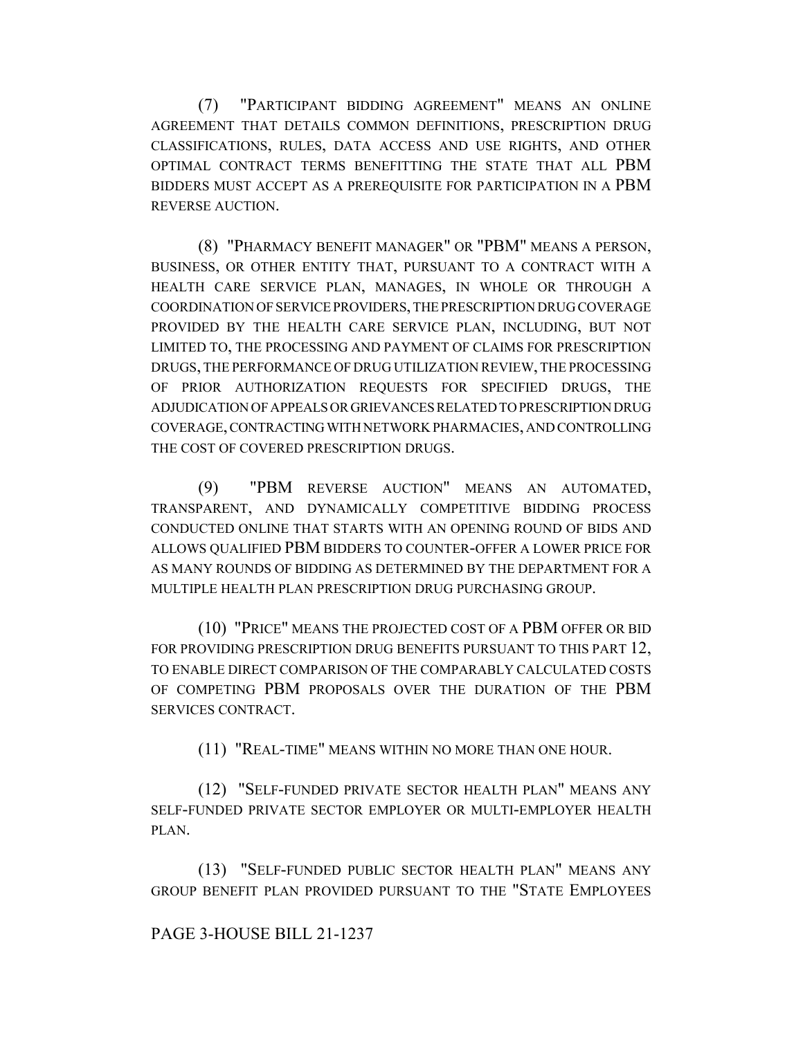(7) "PARTICIPANT BIDDING AGREEMENT" MEANS AN ONLINE AGREEMENT THAT DETAILS COMMON DEFINITIONS, PRESCRIPTION DRUG CLASSIFICATIONS, RULES, DATA ACCESS AND USE RIGHTS, AND OTHER OPTIMAL CONTRACT TERMS BENEFITTING THE STATE THAT ALL PBM BIDDERS MUST ACCEPT AS A PREREQUISITE FOR PARTICIPATION IN A PBM REVERSE AUCTION.

(8) "PHARMACY BENEFIT MANAGER" OR "PBM" MEANS A PERSON, BUSINESS, OR OTHER ENTITY THAT, PURSUANT TO A CONTRACT WITH A HEALTH CARE SERVICE PLAN, MANAGES, IN WHOLE OR THROUGH A COORDINATION OF SERVICE PROVIDERS, THE PRESCRIPTION DRUG COVERAGE PROVIDED BY THE HEALTH CARE SERVICE PLAN, INCLUDING, BUT NOT LIMITED TO, THE PROCESSING AND PAYMENT OF CLAIMS FOR PRESCRIPTION DRUGS, THE PERFORMANCE OF DRUG UTILIZATION REVIEW, THE PROCESSING OF PRIOR AUTHORIZATION REQUESTS FOR SPECIFIED DRUGS, THE ADJUDICATION OF APPEALS OR GRIEVANCES RELATED TO PRESCRIPTION DRUG COVERAGE, CONTRACTING WITH NETWORK PHARMACIES, AND CONTROLLING THE COST OF COVERED PRESCRIPTION DRUGS.

(9) "PBM REVERSE AUCTION" MEANS AN AUTOMATED, TRANSPARENT, AND DYNAMICALLY COMPETITIVE BIDDING PROCESS CONDUCTED ONLINE THAT STARTS WITH AN OPENING ROUND OF BIDS AND ALLOWS QUALIFIED PBM BIDDERS TO COUNTER-OFFER A LOWER PRICE FOR AS MANY ROUNDS OF BIDDING AS DETERMINED BY THE DEPARTMENT FOR A MULTIPLE HEALTH PLAN PRESCRIPTION DRUG PURCHASING GROUP.

(10) "PRICE" MEANS THE PROJECTED COST OF A PBM OFFER OR BID FOR PROVIDING PRESCRIPTION DRUG BENEFITS PURSUANT TO THIS PART 12, TO ENABLE DIRECT COMPARISON OF THE COMPARABLY CALCULATED COSTS OF COMPETING PBM PROPOSALS OVER THE DURATION OF THE PBM SERVICES CONTRACT.

(11) "REAL-TIME" MEANS WITHIN NO MORE THAN ONE HOUR.

(12) "SELF-FUNDED PRIVATE SECTOR HEALTH PLAN" MEANS ANY SELF-FUNDED PRIVATE SECTOR EMPLOYER OR MULTI-EMPLOYER HEALTH PLAN.

(13) "SELF-FUNDED PUBLIC SECTOR HEALTH PLAN" MEANS ANY GROUP BENEFIT PLAN PROVIDED PURSUANT TO THE "STATE EMPLOYEES

PAGE 3-HOUSE BILL 21-1237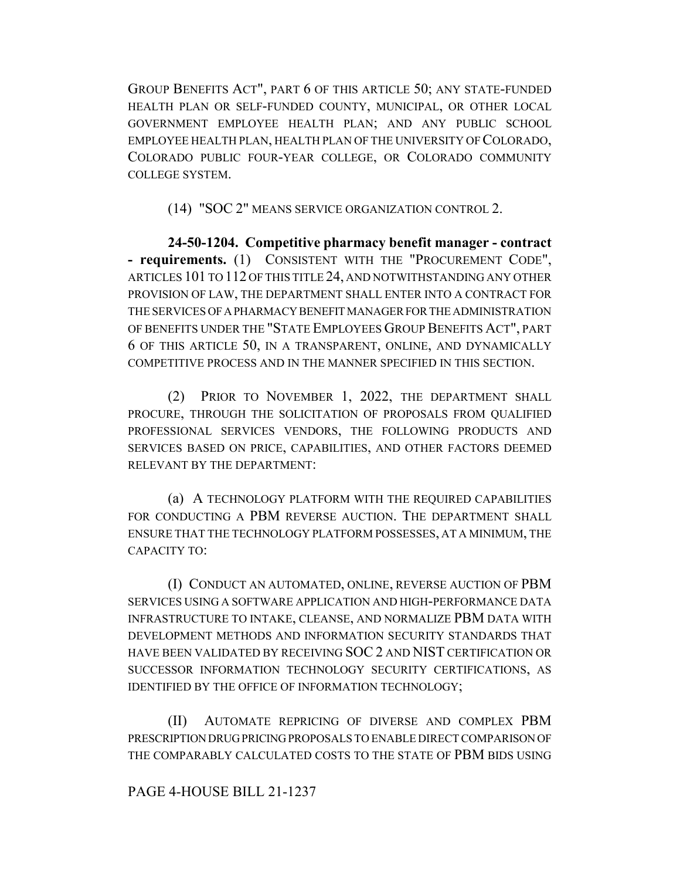GROUP BENEFITS ACT", PART 6 OF THIS ARTICLE 50; ANY STATE-FUNDED HEALTH PLAN OR SELF-FUNDED COUNTY, MUNICIPAL, OR OTHER LOCAL GOVERNMENT EMPLOYEE HEALTH PLAN; AND ANY PUBLIC SCHOOL EMPLOYEE HEALTH PLAN, HEALTH PLAN OF THE UNIVERSITY OF COLORADO, COLORADO PUBLIC FOUR-YEAR COLLEGE, OR COLORADO COMMUNITY COLLEGE SYSTEM.

(14) "SOC 2" MEANS SERVICE ORGANIZATION CONTROL 2.

**24-50-1204. Competitive pharmacy benefit manager - contract - requirements.** (1) CONSISTENT WITH THE "PROCUREMENT CODE", ARTICLES 101 TO 112 OF THIS TITLE 24, AND NOTWITHSTANDING ANY OTHER PROVISION OF LAW, THE DEPARTMENT SHALL ENTER INTO A CONTRACT FOR THE SERVICES OF A PHARMACY BENEFIT MANAGER FOR THE ADMINISTRATION OF BENEFITS UNDER THE "STATE EMPLOYEES GROUP BENEFITS ACT", PART 6 OF THIS ARTICLE 50, IN A TRANSPARENT, ONLINE, AND DYNAMICALLY COMPETITIVE PROCESS AND IN THE MANNER SPECIFIED IN THIS SECTION.

(2) PRIOR TO NOVEMBER 1, 2022, THE DEPARTMENT SHALL PROCURE, THROUGH THE SOLICITATION OF PROPOSALS FROM QUALIFIED PROFESSIONAL SERVICES VENDORS, THE FOLLOWING PRODUCTS AND SERVICES BASED ON PRICE, CAPABILITIES, AND OTHER FACTORS DEEMED RELEVANT BY THE DEPARTMENT:

(a) A TECHNOLOGY PLATFORM WITH THE REQUIRED CAPABILITIES FOR CONDUCTING A PBM REVERSE AUCTION. THE DEPARTMENT SHALL ENSURE THAT THE TECHNOLOGY PLATFORM POSSESSES, AT A MINIMUM, THE CAPACITY TO:

(I) CONDUCT AN AUTOMATED, ONLINE, REVERSE AUCTION OF PBM SERVICES USING A SOFTWARE APPLICATION AND HIGH-PERFORMANCE DATA INFRASTRUCTURE TO INTAKE, CLEANSE, AND NORMALIZE PBM DATA WITH DEVELOPMENT METHODS AND INFORMATION SECURITY STANDARDS THAT HAVE BEEN VALIDATED BY RECEIVING SOC 2 AND NIST CERTIFICATION OR SUCCESSOR INFORMATION TECHNOLOGY SECURITY CERTIFICATIONS, AS IDENTIFIED BY THE OFFICE OF INFORMATION TECHNOLOGY;

(II) AUTOMATE REPRICING OF DIVERSE AND COMPLEX PBM PRESCRIPTION DRUG PRICING PROPOSALS TO ENABLE DIRECT COMPARISON OF THE COMPARABLY CALCULATED COSTS TO THE STATE OF PBM BIDS USING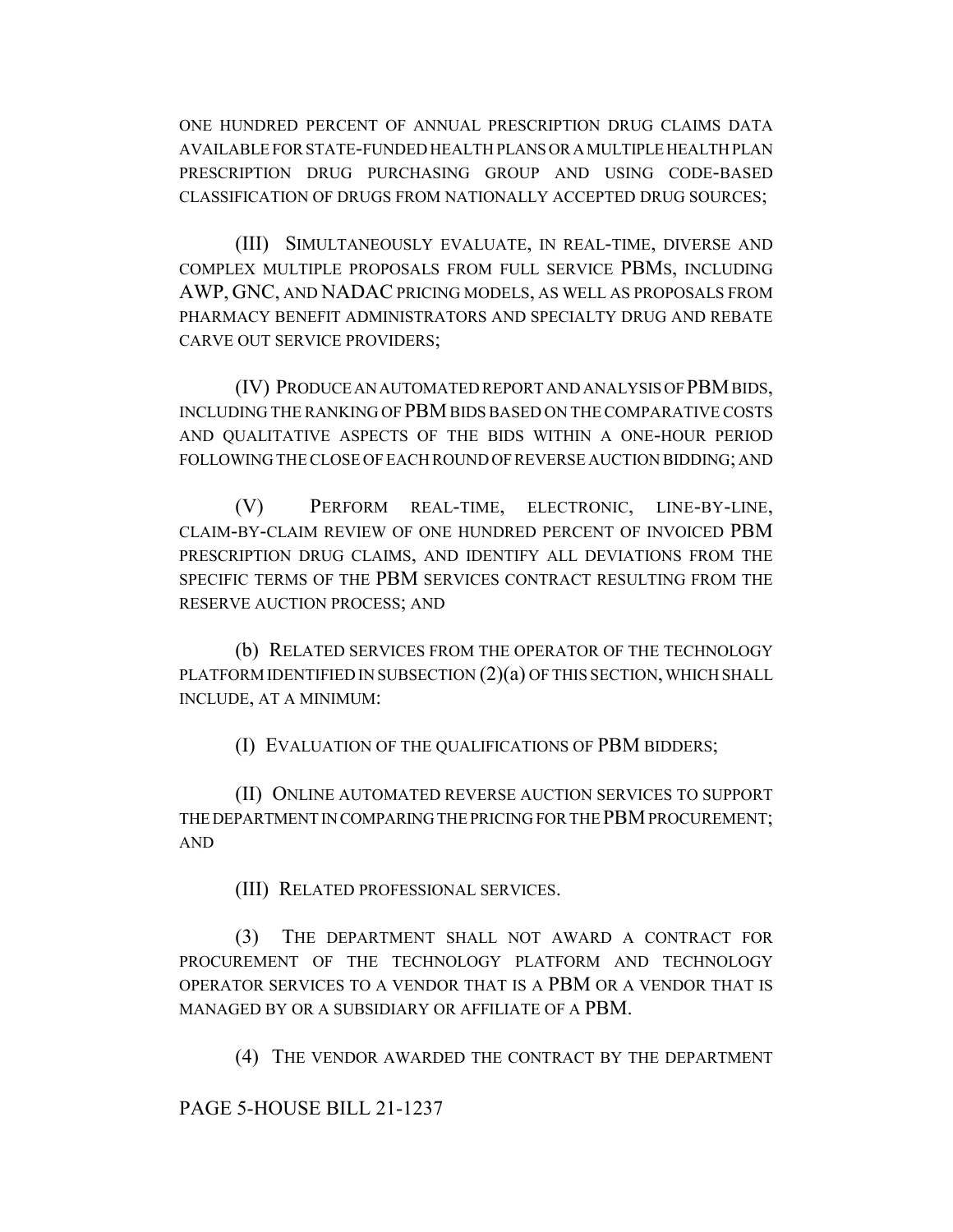ONE HUNDRED PERCENT OF ANNUAL PRESCRIPTION DRUG CLAIMS DATA AVAILABLE FOR STATE-FUNDED HEALTH PLANS OR A MULTIPLE HEALTH PLAN PRESCRIPTION DRUG PURCHASING GROUP AND USING CODE-BASED CLASSIFICATION OF DRUGS FROM NATIONALLY ACCEPTED DRUG SOURCES;

(III) SIMULTANEOUSLY EVALUATE, IN REAL-TIME, DIVERSE AND COMPLEX MULTIPLE PROPOSALS FROM FULL SERVICE PBMS, INCLUDING AWP, GNC, AND NADAC PRICING MODELS, AS WELL AS PROPOSALS FROM PHARMACY BENEFIT ADMINISTRATORS AND SPECIALTY DRUG AND REBATE CARVE OUT SERVICE PROVIDERS;

(IV) PRODUCE AN AUTOMATED REPORT AND ANALYSIS OF PBM BIDS, INCLUDING THE RANKING OF PBM BIDS BASED ON THE COMPARATIVE COSTS AND QUALITATIVE ASPECTS OF THE BIDS WITHIN A ONE-HOUR PERIOD FOLLOWING THE CLOSE OF EACH ROUND OF REVERSE AUCTION BIDDING; AND

(V) PERFORM REAL-TIME, ELECTRONIC, LINE-BY-LINE, CLAIM-BY-CLAIM REVIEW OF ONE HUNDRED PERCENT OF INVOICED PBM PRESCRIPTION DRUG CLAIMS, AND IDENTIFY ALL DEVIATIONS FROM THE SPECIFIC TERMS OF THE PBM SERVICES CONTRACT RESULTING FROM THE RESERVE AUCTION PROCESS; AND

(b) RELATED SERVICES FROM THE OPERATOR OF THE TECHNOLOGY PLATFORM IDENTIFIED IN SUBSECTION (2)(a) OF THIS SECTION, WHICH SHALL INCLUDE, AT A MINIMUM:

(I) EVALUATION OF THE QUALIFICATIONS OF PBM BIDDERS;

(II) ONLINE AUTOMATED REVERSE AUCTION SERVICES TO SUPPORT THE DEPARTMENT IN COMPARING THE PRICING FOR THE PBM PROCUREMENT; AND

(III) RELATED PROFESSIONAL SERVICES.

(3) THE DEPARTMENT SHALL NOT AWARD A CONTRACT FOR PROCUREMENT OF THE TECHNOLOGY PLATFORM AND TECHNOLOGY OPERATOR SERVICES TO A VENDOR THAT IS A PBM OR A VENDOR THAT IS MANAGED BY OR A SUBSIDIARY OR AFFILIATE OF A PBM.

(4) THE VENDOR AWARDED THE CONTRACT BY THE DEPARTMENT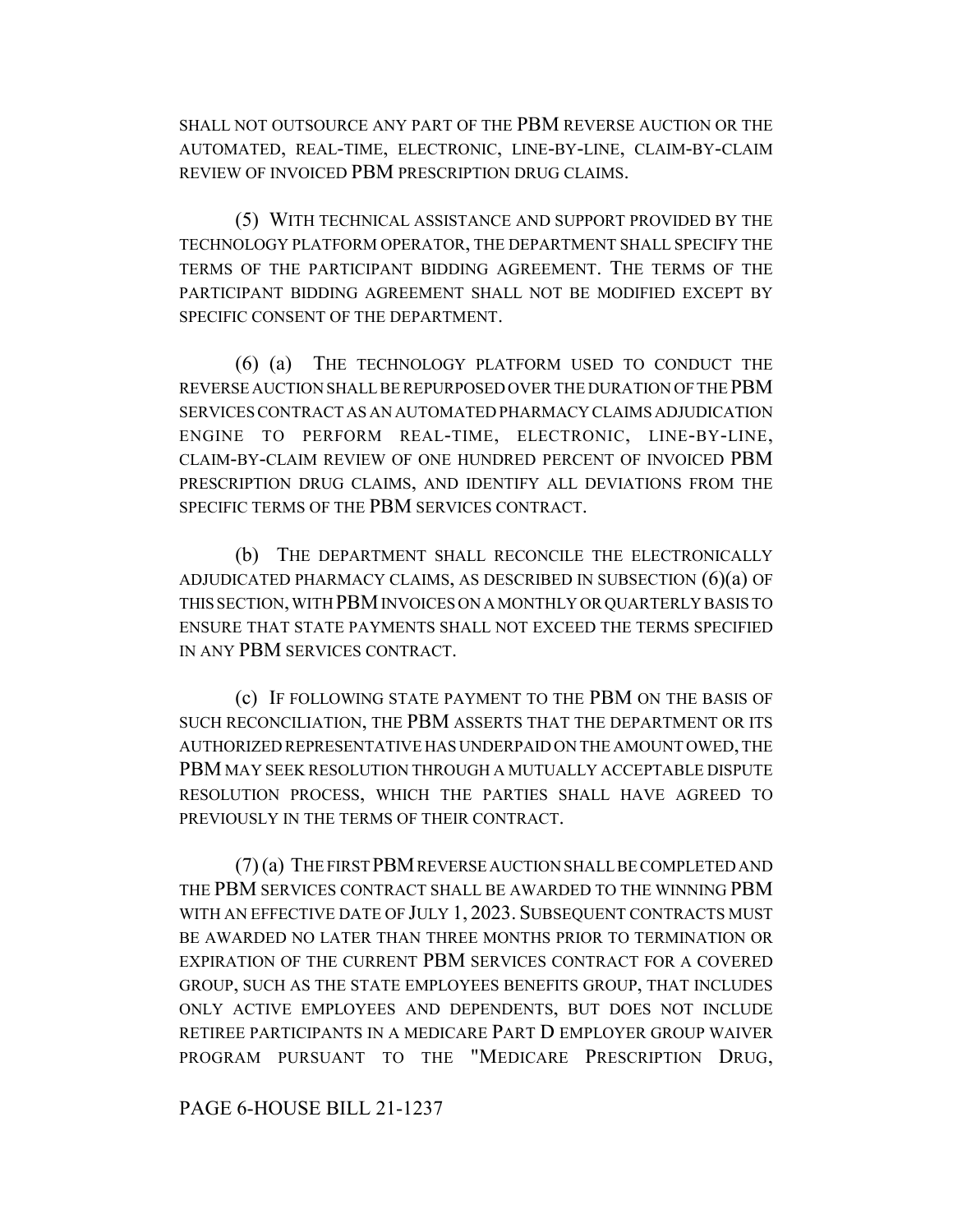SHALL NOT OUTSOURCE ANY PART OF THE PBM REVERSE AUCTION OR THE AUTOMATED, REAL-TIME, ELECTRONIC, LINE-BY-LINE, CLAIM-BY-CLAIM REVIEW OF INVOICED PBM PRESCRIPTION DRUG CLAIMS.

(5) WITH TECHNICAL ASSISTANCE AND SUPPORT PROVIDED BY THE TECHNOLOGY PLATFORM OPERATOR, THE DEPARTMENT SHALL SPECIFY THE TERMS OF THE PARTICIPANT BIDDING AGREEMENT. THE TERMS OF THE PARTICIPANT BIDDING AGREEMENT SHALL NOT BE MODIFIED EXCEPT BY SPECIFIC CONSENT OF THE DEPARTMENT.

(6) (a) THE TECHNOLOGY PLATFORM USED TO CONDUCT THE REVERSE AUCTION SHALL BE REPURPOSED OVER THE DURATION OF THE PBM SERVICES CONTRACT AS AN AUTOMATED PHARMACY CLAIMS ADJUDICATION ENGINE TO PERFORM REAL-TIME, ELECTRONIC, LINE-BY-LINE, CLAIM-BY-CLAIM REVIEW OF ONE HUNDRED PERCENT OF INVOICED PBM PRESCRIPTION DRUG CLAIMS, AND IDENTIFY ALL DEVIATIONS FROM THE SPECIFIC TERMS OF THE PBM SERVICES CONTRACT.

(b) THE DEPARTMENT SHALL RECONCILE THE ELECTRONICALLY ADJUDICATED PHARMACY CLAIMS, AS DESCRIBED IN SUBSECTION (6)(a) OF THIS SECTION, WITH PBM INVOICES ON A MONTHLY OR QUARTERLY BASIS TO ENSURE THAT STATE PAYMENTS SHALL NOT EXCEED THE TERMS SPECIFIED IN ANY PBM SERVICES CONTRACT.

(c) IF FOLLOWING STATE PAYMENT TO THE PBM ON THE BASIS OF SUCH RECONCILIATION, THE PBM ASSERTS THAT THE DEPARTMENT OR ITS AUTHORIZED REPRESENTATIVE HAS UNDERPAID ON THE AMOUNT OWED, THE PBM MAY SEEK RESOLUTION THROUGH A MUTUALLY ACCEPTABLE DISPUTE RESOLUTION PROCESS, WHICH THE PARTIES SHALL HAVE AGREED TO PREVIOUSLY IN THE TERMS OF THEIR CONTRACT.

(7) (a) THE FIRST PBM REVERSE AUCTION SHALL BE COMPLETED AND THE PBM SERVICES CONTRACT SHALL BE AWARDED TO THE WINNING PBM WITH AN EFFECTIVE DATE OF JULY 1, 2023. SUBSEQUENT CONTRACTS MUST BE AWARDED NO LATER THAN THREE MONTHS PRIOR TO TERMINATION OR EXPIRATION OF THE CURRENT PBM SERVICES CONTRACT FOR A COVERED GROUP, SUCH AS THE STATE EMPLOYEES BENEFITS GROUP, THAT INCLUDES ONLY ACTIVE EMPLOYEES AND DEPENDENTS, BUT DOES NOT INCLUDE RETIREE PARTICIPANTS IN A MEDICARE PART D EMPLOYER GROUP WAIVER PROGRAM PURSUANT TO THE "MEDICARE PRESCRIPTION DRUG,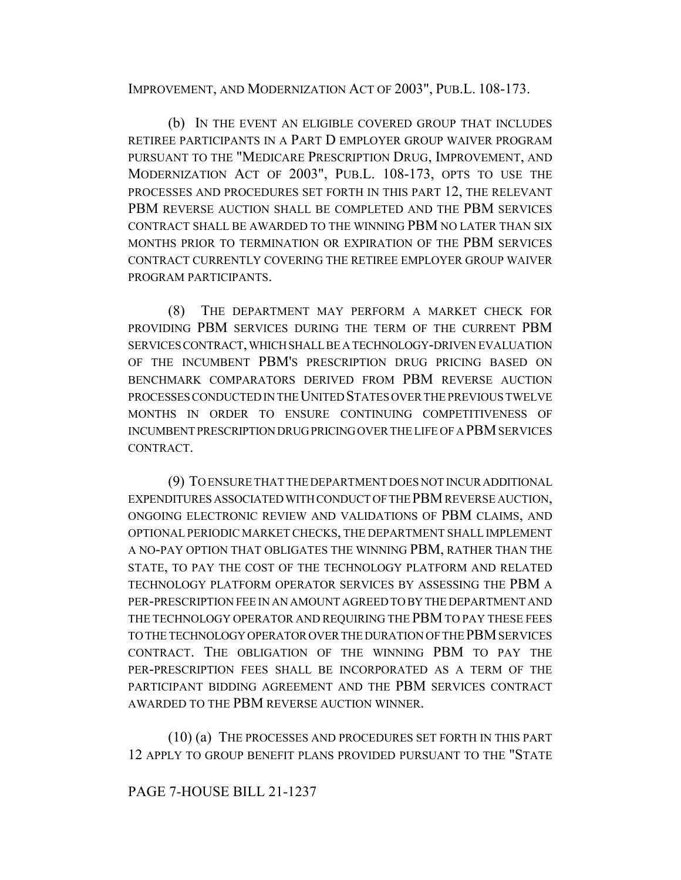IMPROVEMENT, AND MODERNIZATION ACT OF 2003", PUB.L. 108-173.

(b) IN THE EVENT AN ELIGIBLE COVERED GROUP THAT INCLUDES RETIREE PARTICIPANTS IN A PART D EMPLOYER GROUP WAIVER PROGRAM PURSUANT TO THE "MEDICARE PRESCRIPTION DRUG, IMPROVEMENT, AND MODERNIZATION ACT OF 2003", PUB.L. 108-173, OPTS TO USE THE PROCESSES AND PROCEDURES SET FORTH IN THIS PART 12, THE RELEVANT PBM REVERSE AUCTION SHALL BE COMPLETED AND THE PBM SERVICES CONTRACT SHALL BE AWARDED TO THE WINNING PBM NO LATER THAN SIX MONTHS PRIOR TO TERMINATION OR EXPIRATION OF THE PBM SERVICES CONTRACT CURRENTLY COVERING THE RETIREE EMPLOYER GROUP WAIVER PROGRAM PARTICIPANTS.

(8) THE DEPARTMENT MAY PERFORM A MARKET CHECK FOR PROVIDING PBM SERVICES DURING THE TERM OF THE CURRENT PBM SERVICES CONTRACT, WHICH SHALL BE A TECHNOLOGY-DRIVEN EVALUATION OF THE INCUMBENT PBM'S PRESCRIPTION DRUG PRICING BASED ON BENCHMARK COMPARATORS DERIVED FROM PBM REVERSE AUCTION PROCESSES CONDUCTED IN THE UNITED STATES OVER THE PREVIOUS TWELVE MONTHS IN ORDER TO ENSURE CONTINUING COMPETITIVENESS OF INCUMBENT PRESCRIPTION DRUG PRICING OVER THE LIFE OF A PBM SERVICES CONTRACT.

(9) TO ENSURE THAT THE DEPARTMENT DOES NOT INCUR ADDITIONAL EXPENDITURES ASSOCIATED WITH CONDUCT OF THE PBM REVERSE AUCTION, ONGOING ELECTRONIC REVIEW AND VALIDATIONS OF PBM CLAIMS, AND OPTIONAL PERIODIC MARKET CHECKS, THE DEPARTMENT SHALL IMPLEMENT A NO-PAY OPTION THAT OBLIGATES THE WINNING PBM, RATHER THAN THE STATE, TO PAY THE COST OF THE TECHNOLOGY PLATFORM AND RELATED TECHNOLOGY PLATFORM OPERATOR SERVICES BY ASSESSING THE PBM A PER-PRESCRIPTION FEE IN AN AMOUNT AGREED TO BY THE DEPARTMENT AND THE TECHNOLOGY OPERATOR AND REQUIRING THE PBM TO PAY THESE FEES TO THE TECHNOLOGY OPERATOR OVER THE DURATION OF THE PBM SERVICES CONTRACT. THE OBLIGATION OF THE WINNING PBM TO PAY THE PER-PRESCRIPTION FEES SHALL BE INCORPORATED AS A TERM OF THE PARTICIPANT BIDDING AGREEMENT AND THE PBM SERVICES CONTRACT AWARDED TO THE PBM REVERSE AUCTION WINNER.

(10) (a) THE PROCESSES AND PROCEDURES SET FORTH IN THIS PART 12 APPLY TO GROUP BENEFIT PLANS PROVIDED PURSUANT TO THE "STATE

PAGE 7-HOUSE BILL 21-1237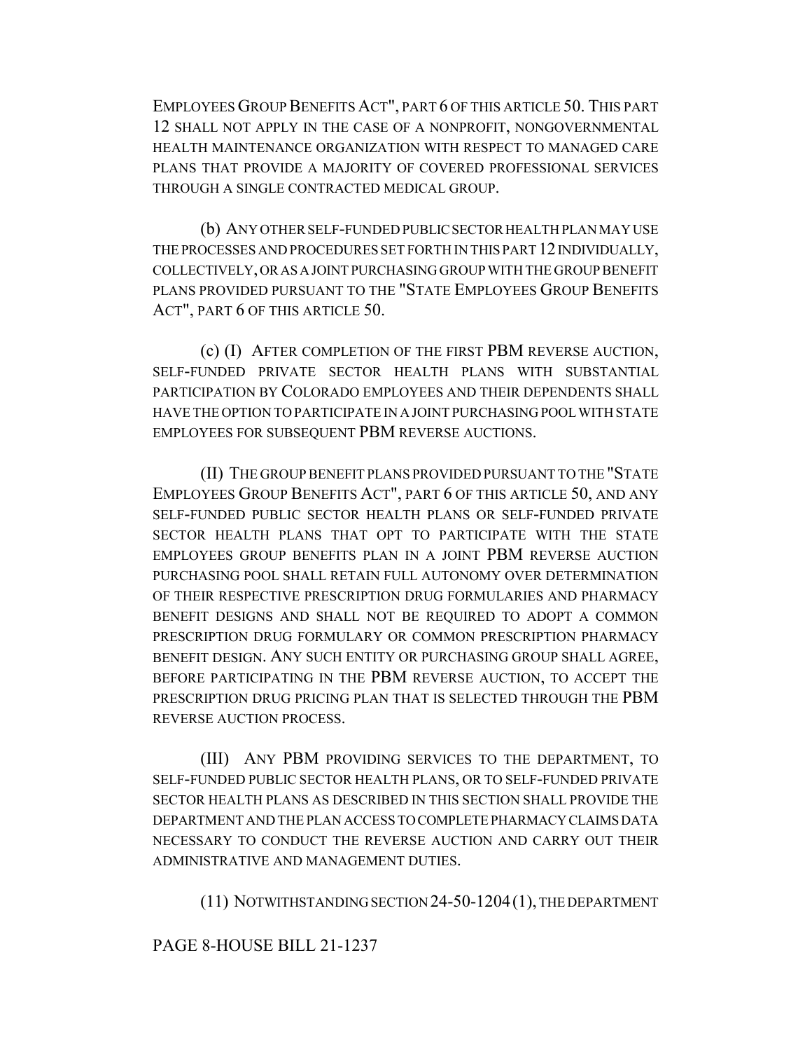EMPLOYEES GROUP BENEFITS ACT", PART 6 OF THIS ARTICLE 50. THIS PART 12 SHALL NOT APPLY IN THE CASE OF A NONPROFIT, NONGOVERNMENTAL HEALTH MAINTENANCE ORGANIZATION WITH RESPECT TO MANAGED CARE PLANS THAT PROVIDE A MAJORITY OF COVERED PROFESSIONAL SERVICES THROUGH A SINGLE CONTRACTED MEDICAL GROUP.

(b) ANY OTHER SELF-FUNDED PUBLIC SECTOR HEALTH PLAN MAY USE THE PROCESSES AND PROCEDURES SET FORTH IN THIS PART 12 INDIVIDUALLY, COLLECTIVELY, OR AS A JOINT PURCHASING GROUP WITH THE GROUP BENEFIT PLANS PROVIDED PURSUANT TO THE "STATE EMPLOYEES GROUP BENEFITS ACT", PART 6 OF THIS ARTICLE 50.

(c) (I) AFTER COMPLETION OF THE FIRST PBM REVERSE AUCTION, SELF-FUNDED PRIVATE SECTOR HEALTH PLANS WITH SUBSTANTIAL PARTICIPATION BY COLORADO EMPLOYEES AND THEIR DEPENDENTS SHALL HAVE THE OPTION TO PARTICIPATE IN A JOINT PURCHASING POOL WITH STATE EMPLOYEES FOR SUBSEQUENT PBM REVERSE AUCTIONS.

(II) THE GROUP BENEFIT PLANS PROVIDED PURSUANT TO THE "STATE EMPLOYEES GROUP BENEFITS ACT", PART 6 OF THIS ARTICLE 50, AND ANY SELF-FUNDED PUBLIC SECTOR HEALTH PLANS OR SELF-FUNDED PRIVATE SECTOR HEALTH PLANS THAT OPT TO PARTICIPATE WITH THE STATE EMPLOYEES GROUP BENEFITS PLAN IN A JOINT PBM REVERSE AUCTION PURCHASING POOL SHALL RETAIN FULL AUTONOMY OVER DETERMINATION OF THEIR RESPECTIVE PRESCRIPTION DRUG FORMULARIES AND PHARMACY BENEFIT DESIGNS AND SHALL NOT BE REQUIRED TO ADOPT A COMMON PRESCRIPTION DRUG FORMULARY OR COMMON PRESCRIPTION PHARMACY BENEFIT DESIGN. ANY SUCH ENTITY OR PURCHASING GROUP SHALL AGREE, BEFORE PARTICIPATING IN THE PBM REVERSE AUCTION, TO ACCEPT THE PRESCRIPTION DRUG PRICING PLAN THAT IS SELECTED THROUGH THE PBM REVERSE AUCTION PROCESS.

(III) ANY PBM PROVIDING SERVICES TO THE DEPARTMENT, TO SELF-FUNDED PUBLIC SECTOR HEALTH PLANS, OR TO SELF-FUNDED PRIVATE SECTOR HEALTH PLANS AS DESCRIBED IN THIS SECTION SHALL PROVIDE THE DEPARTMENT AND THE PLAN ACCESS TO COMPLETE PHARMACY CLAIMS DATA NECESSARY TO CONDUCT THE REVERSE AUCTION AND CARRY OUT THEIR ADMINISTRATIVE AND MANAGEMENT DUTIES.

(11) NOTWITHSTANDING SECTION 24-50-1204 (1), THE DEPARTMENT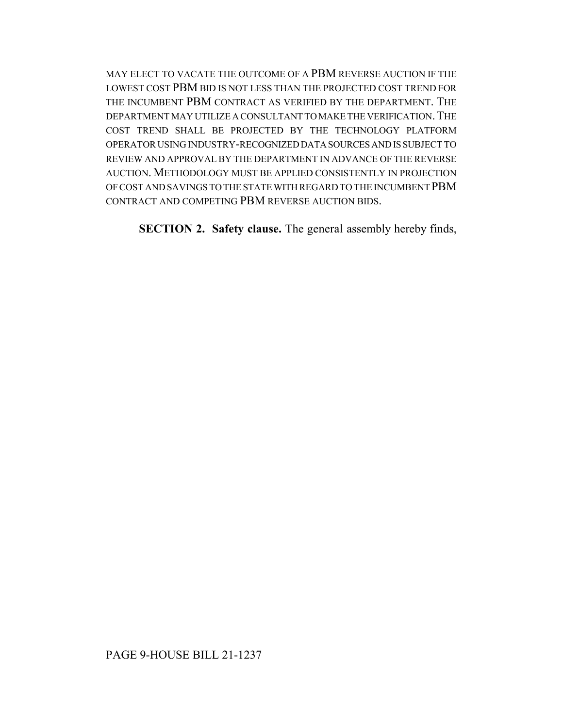MAY ELECT TO VACATE THE OUTCOME OF A PBM REVERSE AUCTION IF THE LOWEST COST PBM BID IS NOT LESS THAN THE PROJECTED COST TREND FOR THE INCUMBENT PBM CONTRACT AS VERIFIED BY THE DEPARTMENT. THE DEPARTMENT MAY UTILIZE A CONSULTANT TO MAKE THE VERIFICATION. THE COST TREND SHALL BE PROJECTED BY THE TECHNOLOGY PLATFORM OPERATOR USING INDUSTRY-RECOGNIZED DATA SOURCES AND IS SUBJECT TO REVIEW AND APPROVAL BY THE DEPARTMENT IN ADVANCE OF THE REVERSE AUCTION. METHODOLOGY MUST BE APPLIED CONSISTENTLY IN PROJECTION OF COST AND SAVINGS TO THE STATE WITH REGARD TO THE INCUMBENT PBM CONTRACT AND COMPETING PBM REVERSE AUCTION BIDS.

**SECTION 2. Safety clause.** The general assembly hereby finds,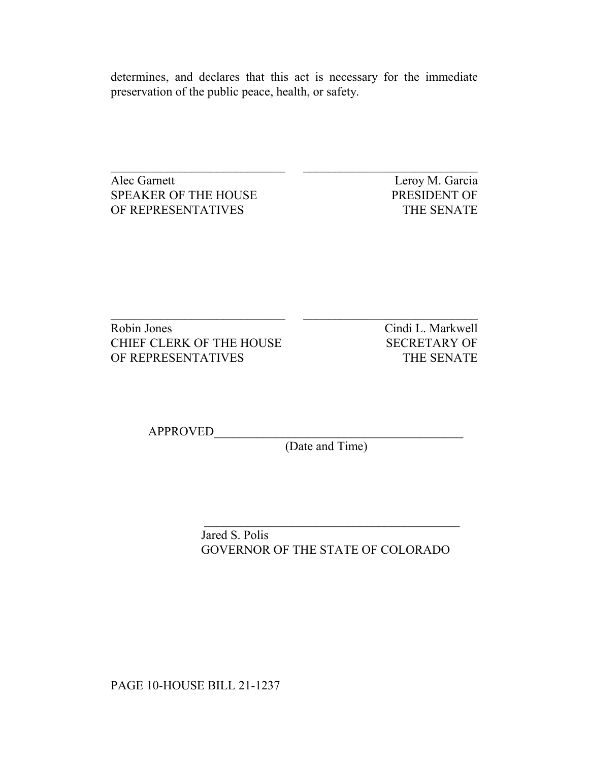determines, and declares that this act is necessary for the immediate preservation of the public peace, health, or safety.

\_\_\_\_\_\_\_\_\_\_\_\_\_\_\_\_\_\_\_\_\_\_\_\_\_\_\_\_
Alec Garnett
SPEAKER OF THE HOUSE
OF REPRESENTATIVES

\_\_\_\_\_\_\_\_\_\_\_\_\_\_\_\_\_\_\_\_\_\_\_\_\_\_\_\_
Leroy M. Garcia
PRESIDENT OF
THE SENATE

\_\_\_\_\_\_\_\_\_\_\_\_\_\_\_\_\_\_\_\_\_\_\_\_\_\_\_\_
Robin Jones
CHIEF CLERK OF THE HOUSE
OF REPRESENTATIVES

\_\_\_\_\_\_\_\_\_\_\_\_\_\_\_\_\_\_\_\_\_\_\_\_\_\_\_\_
Cindi L. Markwell
SECRETARY OF
THE SENATE

APPROVED\_\_\_\_\_\_\_\_\_\_\_\_\_\_\_\_\_\_\_\_\_\_\_\_\_\_\_\_\_\_\_\_\_\_\_\_\_\_\_\_
(Date and Time)

\_\_\_\_\_\_\_\_\_\_\_\_\_\_\_\_\_\_\_\_\_\_\_\_\_\_\_\_\_\_\_\_\_\_\_\_\_\_\_\_\_\_
Jared S. Polis
GOVERNOR OF THE STATE OF COLORADO

PAGE 10-HOUSE BILL 21-1237